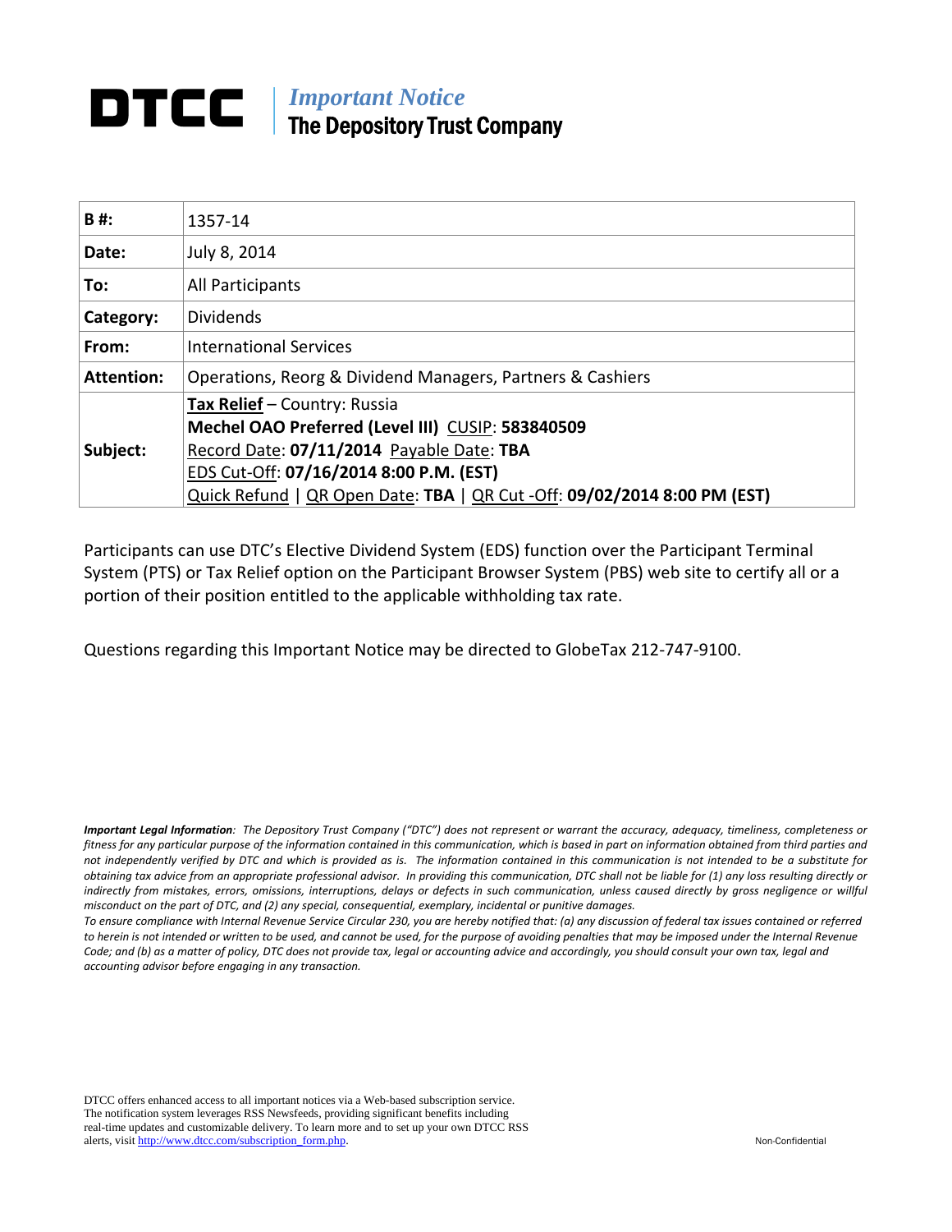# DTCC | *Important Notice*
## The Depository Trust Company

| | |
|---|---|
| **B #:** | 1357-14 |
| **Date:** | July 8, 2014 |
| **To:** | All Participants |
| **Category:** | Dividends |
| **From:** | International Services |
| **Attention:** | Operations, Reorg & Dividend Managers, Partners & Cashiers |
| **Subject:** | **Tax Relief** – Country: Russia<br>**Mechel OAO Preferred (Level III)** CUSIP: **583840509**<br>Record Date: **07/11/2014** Payable Date: **TBA**<br>EDS Cut-Off: **07/16/2014 8:00 P.M. (EST)**<br>Quick Refund \| QR Open Date: **TBA** \| QR Cut -Off: **09/02/2014 8:00 PM (EST)** |

Participants can use DTC's Elective Dividend System (EDS) function over the Participant Terminal System (PTS) or Tax Relief option on the Participant Browser System (PBS) web site to certify all or a portion of their position entitled to the applicable withholding tax rate.

Questions regarding this Important Notice may be directed to GlobeTax 212-747-9100.

***Important Legal Information**: The Depository Trust Company ("DTC") does not represent or warrant the accuracy, adequacy, timeliness, completeness or fitness for any particular purpose of the information contained in this communication, which is based in part on information obtained from third parties and not independently verified by DTC and which is provided as is. The information contained in this communication is not intended to be a substitute for obtaining tax advice from an appropriate professional advisor. In providing this communication, DTC shall not be liable for (1) any loss resulting directly or indirectly from mistakes, errors, omissions, interruptions, delays or defects in such communication, unless caused directly by gross negligence or willful misconduct on the part of DTC, and (2) any special, consequential, exemplary, incidental or punitive damages.*

*To ensure compliance with Internal Revenue Service Circular 230, you are hereby notified that: (a) any discussion of federal tax issues contained or referred to herein is not intended or written to be used, and cannot be used, for the purpose of avoiding penalties that may be imposed under the Internal Revenue Code; and (b) as a matter of policy, DTC does not provide tax, legal or accounting advice and accordingly, you should consult your own tax, legal and accounting advisor before engaging in any transaction.*

DTCC offers enhanced access to all important notices via a Web-based subscription service. The notification system leverages RSS Newsfeeds, providing significant benefits including real-time updates and customizable delivery. To learn more and to set up your own DTCC RSS alerts, visit http://www.dtcc.com/subscription_form.php.

Non-Confidential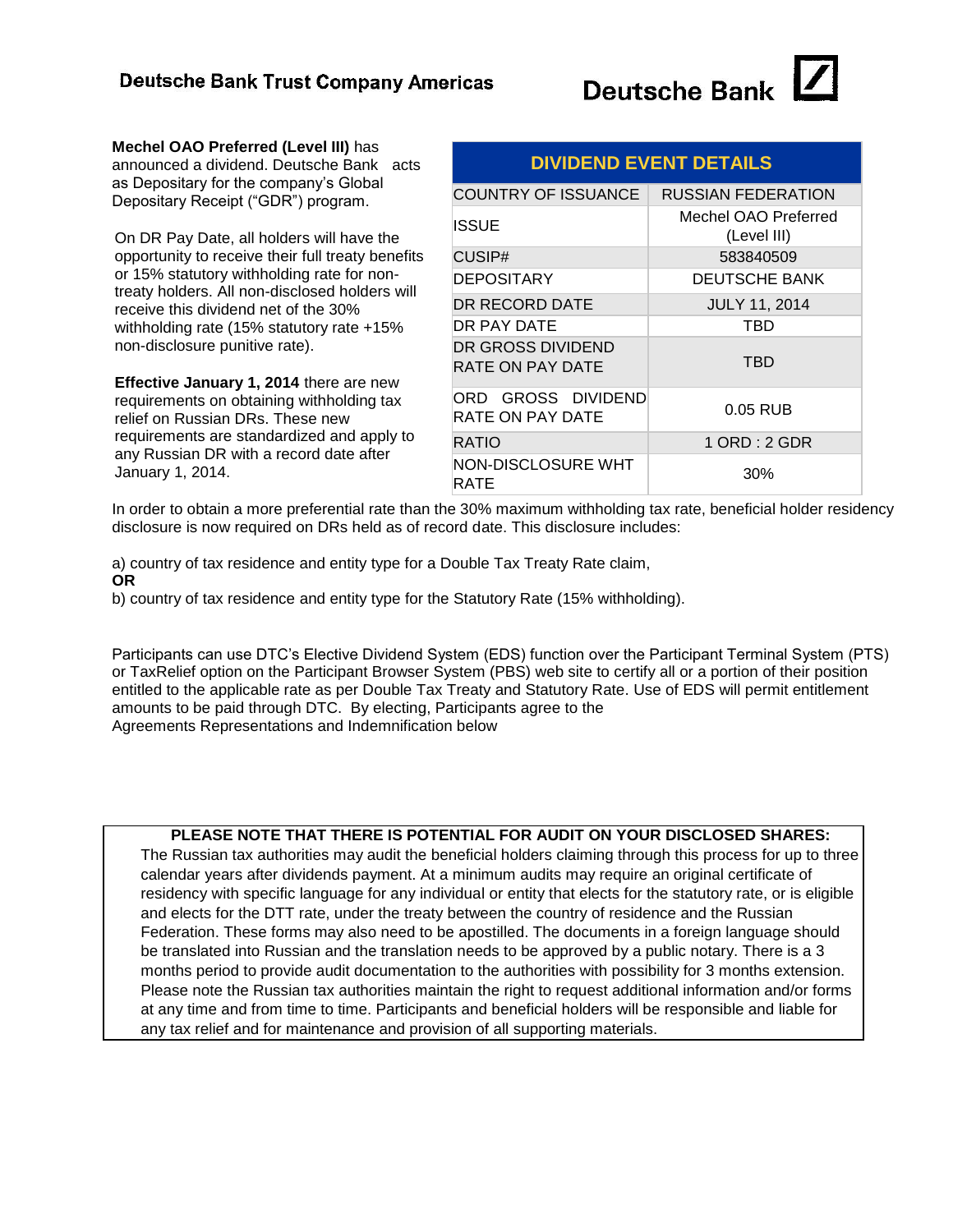Deutsche Bank Trust Company Americas

Deutsche Bank

**Mechel OAO Preferred (Level III)** has announced a dividend. Deutsche Bank acts as Depositary for the company's Global Depositary Receipt ("GDR") program.

On DR Pay Date, all holders will have the opportunity to receive their full treaty benefits or 15% statutory withholding rate for non-treaty holders. All non-disclosed holders will receive this dividend net of the 30% withholding rate (15% statutory rate +15% non-disclosure punitive rate).

**Effective January 1, 2014** there are new requirements on obtaining withholding tax relief on Russian DRs. These new requirements are standardized and apply to any Russian DR with a record date after January 1, 2014.

| DIVIDEND EVENT DETAILS | |
|---|---|
| COUNTRY OF ISSUANCE | RUSSIAN FEDERATION |
| ISSUE | Mechel OAO Preferred (Level III) |
| CUSIP# | 583840509 |
| DEPOSITARY | DEUTSCHE BANK |
| DR RECORD DATE | JULY 11, 2014 |
| DR PAY DATE | TBD |
| DR GROSS DIVIDEND RATE ON PAY DATE | TBD |
| ORD GROSS DIVIDEND RATE ON PAY DATE | 0.05 RUB |
| RATIO | 1 ORD : 2 GDR |
| NON-DISCLOSURE WHT RATE | 30% |

In order to obtain a more preferential rate than the 30% maximum withholding tax rate, beneficial holder residency disclosure is now required on DRs held as of record date. This disclosure includes:

a) country of tax residence and entity type for a Double Tax Treaty Rate claim,
**OR**
b) country of tax residence and entity type for the Statutory Rate (15% withholding).

Participants can use DTC's Elective Dividend System (EDS) function over the Participant Terminal System (PTS) or TaxRelief option on the Participant Browser System (PBS) web site to certify all or a portion of their position entitled to the applicable rate as per Double Tax Treaty and Statutory Rate. Use of EDS will permit entitlement amounts to be paid through DTC. By electing, Participants agree to the Agreements Representations and Indemnification below

**PLEASE NOTE THAT THERE IS POTENTIAL FOR AUDIT ON YOUR DISCLOSED SHARES:**
The Russian tax authorities may audit the beneficial holders claiming through this process for up to three calendar years after dividends payment. At a minimum audits may require an original certificate of residency with specific language for any individual or entity that elects for the statutory rate, or is eligible and elects for the DTT rate, under the treaty between the country of residence and the Russian Federation. These forms may also need to be apostilled. The documents in a foreign language should be translated into Russian and the translation needs to be approved by a public notary. There is a 3 months period to provide audit documentation to the authorities with possibility for 3 months extension. Please note the Russian tax authorities maintain the right to request additional information and/or forms at any time and from time to time. Participants and beneficial holders will be responsible and liable for any tax relief and for maintenance and provision of all supporting materials.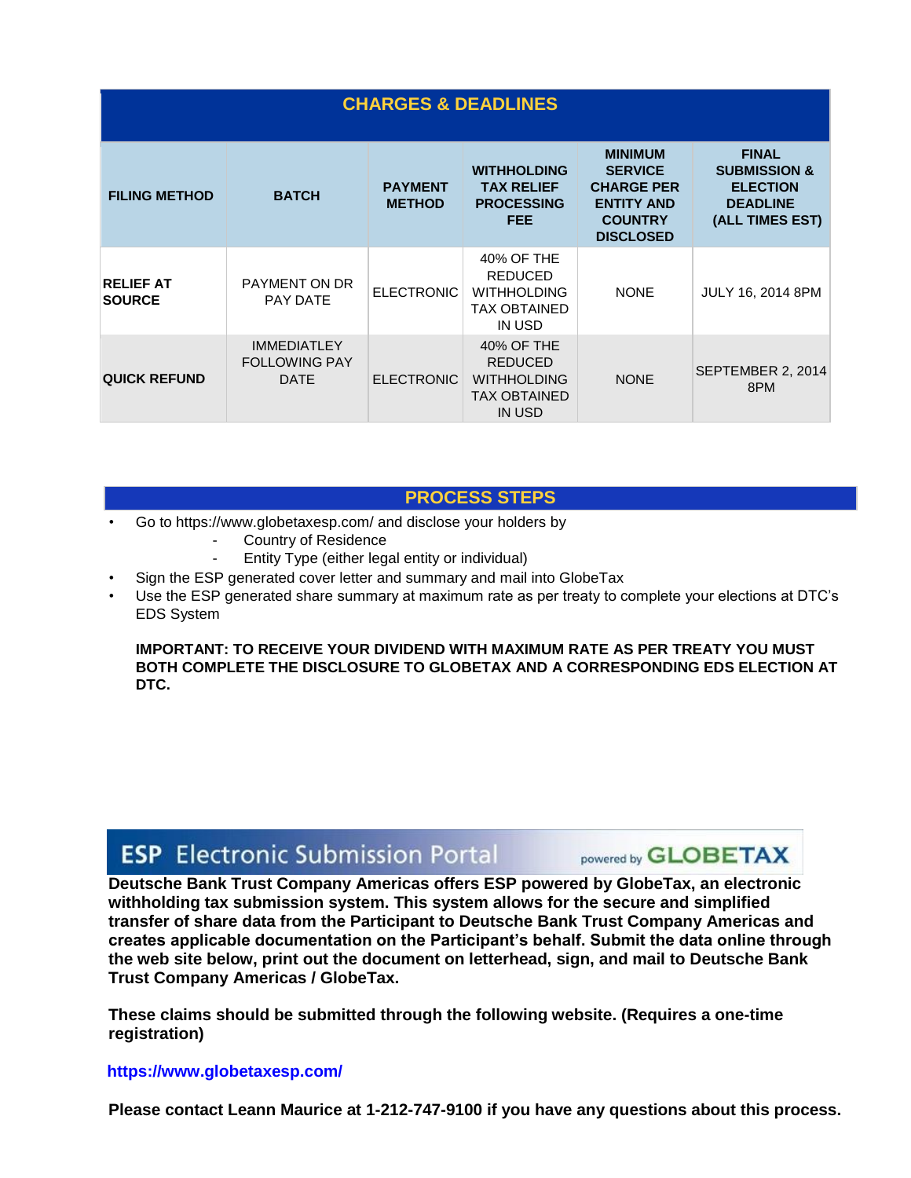## CHARGES & DEADLINES

| FILING METHOD | BATCH | PAYMENT METHOD | WITHHOLDING TAX RELIEF PROCESSING FEE | MINIMUM SERVICE CHARGE PER ENTITY AND COUNTRY DISCLOSED | FINAL SUBMISSION & ELECTION DEADLINE (ALL TIMES EST) |
|---|---|---|---|---|---|
| **RELIEF AT SOURCE** | PAYMENT ON DR PAY DATE | ELECTRONIC | 40% OF THE REDUCED WITHHOLDING TAX OBTAINED IN USD | NONE | JULY 16, 2014 8PM |
| **QUICK REFUND** | IMMEDIATLEY FOLLOWING PAY DATE | ELECTRONIC | 40% OF THE REDUCED WITHHOLDING TAX OBTAINED IN USD | NONE | SEPTEMBER 2, 2014 8PM |

## PROCESS STEPS

- Go to https://www.globetaxesp.com/ and disclose your holders by
  - Country of Residence
  - Entity Type (either legal entity or individual)
- Sign the ESP generated cover letter and summary and mail into GlobeTax
- Use the ESP generated share summary at maximum rate as per treaty to complete your elections at DTC's EDS System

**IMPORTANT: TO RECEIVE YOUR DIVIDEND WITH MAXIMUM RATE AS PER TREATY YOU MUST BOTH COMPLETE THE DISCLOSURE TO GLOBETAX AND A CORRESPONDING EDS ELECTION AT DTC.**

## ESP Electronic Submission Portal powered by GLOBETAX

**Deutsche Bank Trust Company Americas offers ESP powered by GlobeTax, an electronic withholding tax submission system. This system allows for the secure and simplified transfer of share data from the Participant to Deutsche Bank Trust Company Americas and creates applicable documentation on the Participant's behalf. Submit the data online through the web site below, print out the document on letterhead, sign, and mail to Deutsche Bank Trust Company Americas / GlobeTax.**

**These claims should be submitted through the following website. (Requires a one-time registration)**

**https://www.globetaxesp.com/**

**Please contact Leann Maurice at 1-212-747-9100 if you have any questions about this process.**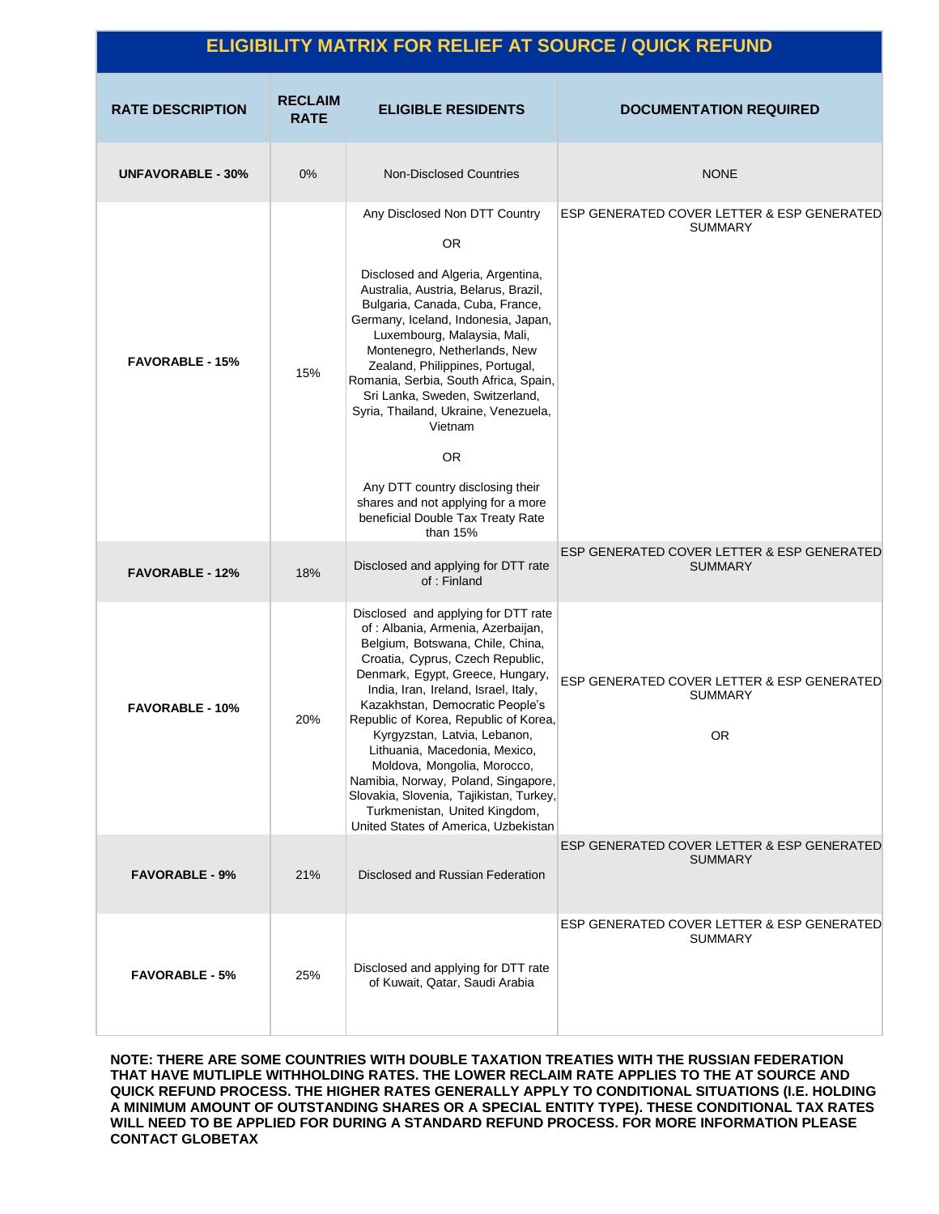## ELIGIBILITY MATRIX FOR RELIEF AT SOURCE / QUICK REFUND

| RATE DESCRIPTION | RECLAIM RATE | ELIGIBLE RESIDENTS | DOCUMENTATION REQUIRED |
|---|---|---|---|
| **UNFAVORABLE - 30%** | 0% | Non-Disclosed Countries | NONE |
| **FAVORABLE - 15%** | 15% | Any Disclosed Non DTT Country<br><br>OR<br><br>Disclosed and Algeria, Argentina, Australia, Austria, Belarus, Brazil, Bulgaria, Canada, Cuba, France, Germany, Iceland, Indonesia, Japan, Luxembourg, Malaysia, Mali, Montenegro, Netherlands, New Zealand, Philippines, Portugal, Romania, Serbia, South Africa, Spain, Sri Lanka, Sweden, Switzerland, Syria, Thailand, Ukraine, Venezuela, Vietnam<br><br>OR<br><br>Any DTT country disclosing their shares and not applying for a more beneficial Double Tax Treaty Rate than 15% | ESP GENERATED COVER LETTER & ESP GENERATED SUMMARY |
| **FAVORABLE - 12%** | 18% | Disclosed and applying for DTT rate of : Finland | ESP GENERATED COVER LETTER & ESP GENERATED SUMMARY |
| **FAVORABLE - 10%** | 20% | Disclosed and applying for DTT rate of : Albania, Armenia, Azerbaijan, Belgium, Botswana, Chile, China, Croatia, Cyprus, Czech Republic, Denmark, Egypt, Greece, Hungary, India, Iran, Ireland, Israel, Italy, Kazakhstan, Democratic People's Republic of Korea, Republic of Korea, Kyrgyzstan, Latvia, Lebanon, Lithuania, Macedonia, Mexico, Moldova, Mongolia, Morocco, Namibia, Norway, Poland, Singapore, Slovakia, Slovenia, Tajikistan, Turkey, Turkmenistan, United Kingdom, United States of America, Uzbekistan | ESP GENERATED COVER LETTER & ESP GENERATED SUMMARY<br><br>OR |
| **FAVORABLE - 9%** | 21% | Disclosed and Russian Federation | ESP GENERATED COVER LETTER & ESP GENERATED SUMMARY |
| **FAVORABLE - 5%** | 25% | Disclosed and applying for DTT rate of Kuwait, Qatar, Saudi Arabia | ESP GENERATED COVER LETTER & ESP GENERATED SUMMARY |

**NOTE: THERE ARE SOME COUNTRIES WITH DOUBLE TAXATION TREATIES WITH THE RUSSIAN FEDERATION THAT HAVE MUTLIPLE WITHHOLDING RATES. THE LOWER RECLAIM RATE APPLIES TO THE AT SOURCE AND QUICK REFUND PROCESS. THE HIGHER RATES GENERALLY APPLY TO CONDITIONAL SITUATIONS (I.E. HOLDING A MINIMUM AMOUNT OF OUTSTANDING SHARES OR A SPECIAL ENTITY TYPE). THESE CONDITIONAL TAX RATES WILL NEED TO BE APPLIED FOR DURING A STANDARD REFUND PROCESS. FOR MORE INFORMATION PLEASE CONTACT GLOBETAX**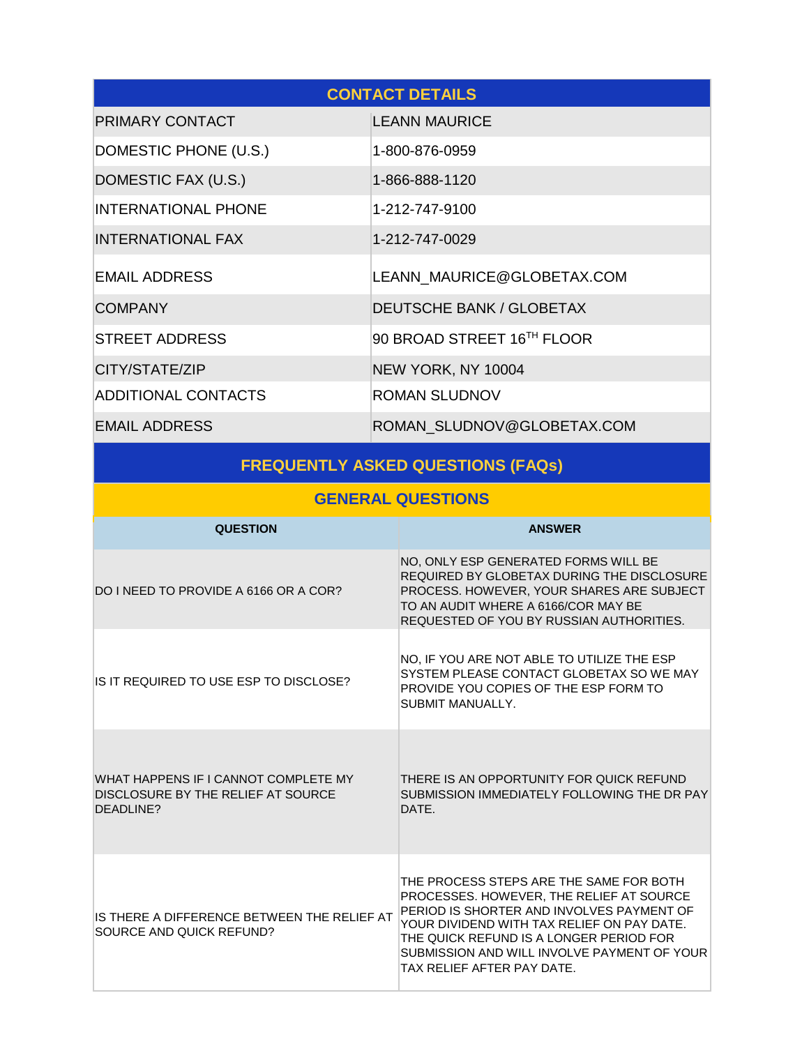| CONTACT DETAILS | |
|---|---|
| PRIMARY CONTACT | LEANN MAURICE |
| DOMESTIC PHONE (U.S.) | 1-800-876-0959 |
| DOMESTIC FAX (U.S.) | 1-866-888-1120 |
| INTERNATIONAL PHONE | 1-212-747-9100 |
| INTERNATIONAL FAX | 1-212-747-0029 |
| EMAIL ADDRESS | LEANN_MAURICE@GLOBETAX.COM |
| COMPANY | DEUTSCHE BANK / GLOBETAX |
| STREET ADDRESS | 90 BROAD STREET 16TH FLOOR |
| CITY/STATE/ZIP | NEW YORK, NY 10004 |
| ADDITIONAL CONTACTS | ROMAN SLUDNOV |
| EMAIL ADDRESS | ROMAN_SLUDNOV@GLOBETAX.COM |

## FREQUENTLY ASKED QUESTIONS (FAQs)

### GENERAL QUESTIONS

| QUESTION | ANSWER |
|---|---|
| DO I NEED TO PROVIDE A 6166 OR A COR? | NO, ONLY ESP GENERATED FORMS WILL BE REQUIRED BY GLOBETAX DURING THE DISCLOSURE PROCESS. HOWEVER, YOUR SHARES ARE SUBJECT TO AN AUDIT WHERE A 6166/COR MAY BE REQUESTED OF YOU BY RUSSIAN AUTHORITIES. |
| IS IT REQUIRED TO USE ESP TO DISCLOSE? | NO, IF YOU ARE NOT ABLE TO UTILIZE THE ESP SYSTEM PLEASE CONTACT GLOBETAX SO WE MAY PROVIDE YOU COPIES OF THE ESP FORM TO SUBMIT MANUALLY. |
| WHAT HAPPENS IF I CANNOT COMPLETE MY DISCLOSURE BY THE RELIEF AT SOURCE DEADLINE? | THERE IS AN OPPORTUNITY FOR QUICK REFUND SUBMISSION IMMEDIATELY FOLLOWING THE DR PAY DATE. |
| IS THERE A DIFFERENCE BETWEEN THE RELIEF AT SOURCE AND QUICK REFUND? | THE PROCESS STEPS ARE THE SAME FOR BOTH PROCESSES. HOWEVER, THE RELIEF AT SOURCE PERIOD IS SHORTER AND INVOLVES PAYMENT OF YOUR DIVIDEND WITH TAX RELIEF ON PAY DATE. THE QUICK REFUND IS A LONGER PERIOD FOR SUBMISSION AND WILL INVOLVE PAYMENT OF YOUR TAX RELIEF AFTER PAY DATE. |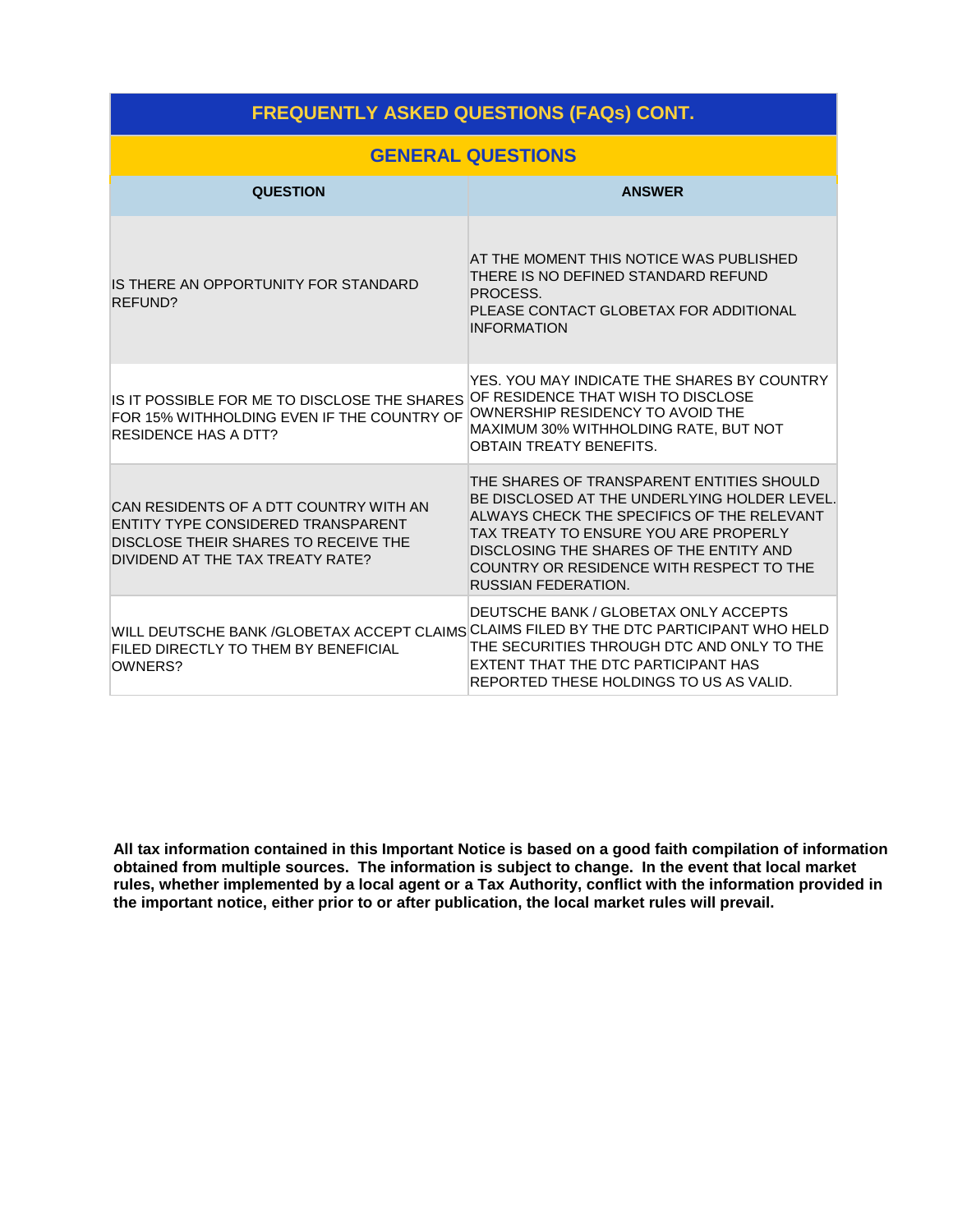## FREQUENTLY ASKED QUESTIONS (FAQs) CONT.

### GENERAL QUESTIONS

| QUESTION | ANSWER |
|---|---|
| IS THERE AN OPPORTUNITY FOR STANDARD REFUND? | AT THE MOMENT THIS NOTICE WAS PUBLISHED THERE IS NO DEFINED STANDARD REFUND PROCESS. PLEASE CONTACT GLOBETAX FOR ADDITIONAL INFORMATION |
| IS IT POSSIBLE FOR ME TO DISCLOSE THE SHARES FOR 15% WITHHOLDING EVEN IF THE COUNTRY OF RESIDENCE HAS A DTT? | YES. YOU MAY INDICATE THE SHARES BY COUNTRY OF RESIDENCE THAT WISH TO DISCLOSE OWNERSHIP RESIDENCY TO AVOID THE MAXIMUM 30% WITHHOLDING RATE, BUT NOT OBTAIN TREATY BENEFITS. |
| CAN RESIDENTS OF A DTT COUNTRY WITH AN ENTITY TYPE CONSIDERED TRANSPARENT DISCLOSE THEIR SHARES TO RECEIVE THE DIVIDEND AT THE TAX TREATY RATE? | THE SHARES OF TRANSPARENT ENTITIES SHOULD BE DISCLOSED AT THE UNDERLYING HOLDER LEVEL. ALWAYS CHECK THE SPECIFICS OF THE RELEVANT TAX TREATY TO ENSURE YOU ARE PROPERLY DISCLOSING THE SHARES OF THE ENTITY AND COUNTRY OR RESIDENCE WITH RESPECT TO THE RUSSIAN FEDERATION. |
| WILL DEUTSCHE BANK /GLOBETAX ACCEPT CLAIMS FILED DIRECTLY TO THEM BY BENEFICIAL OWNERS? | DEUTSCHE BANK / GLOBETAX ONLY ACCEPTS CLAIMS FILED BY THE DTC PARTICIPANT WHO HELD THE SECURITIES THROUGH DTC AND ONLY TO THE EXTENT THAT THE DTC PARTICIPANT HAS REPORTED THESE HOLDINGS TO US AS VALID. |

**All tax information contained in this Important Notice is based on a good faith compilation of information obtained from multiple sources. The information is subject to change. In the event that local market rules, whether implemented by a local agent or a Tax Authority, conflict with the information provided in the important notice, either prior to or after publication, the local market rules will prevail.**